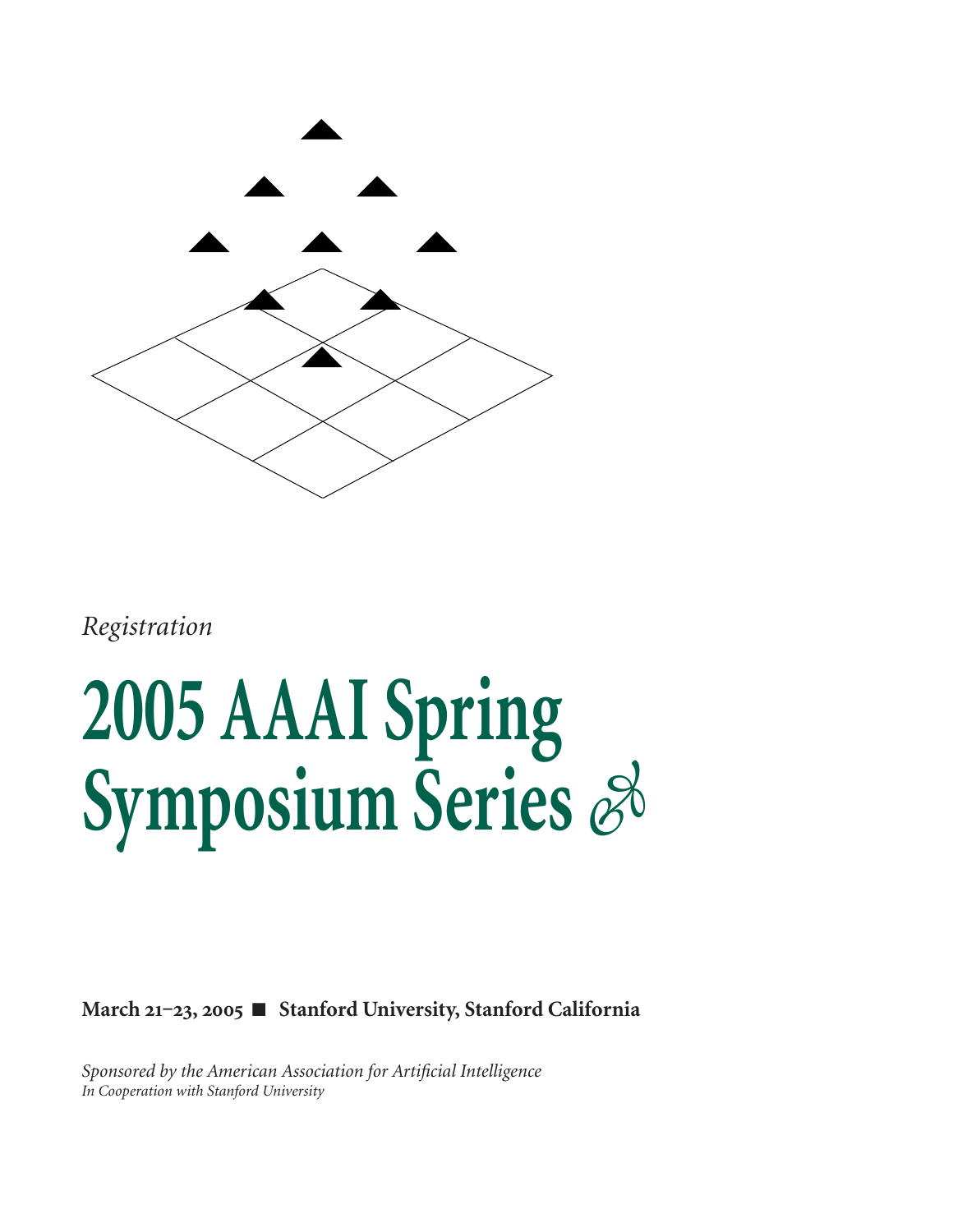*Registration*

# 2005 AAAI Spring Symposium Series

**March 21–23, 2005 ■ Stanford University, Stanford California**

*Sponsored by the American Association for Artificial Intelligence*
*In Cooperation with Stanford University*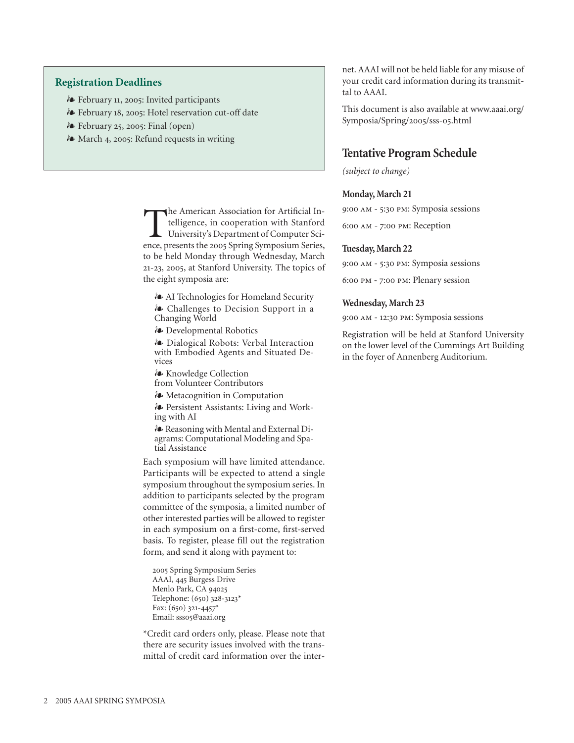## Registration Deadlines

- February 11, 2005: Invited participants
- February 18, 2005: Hotel reservation cut-off date
- February 25, 2005: Final (open)
- March 4, 2005: Refund requests in writing

The American Association for Artificial Intelligence, in cooperation with Stanford University's Department of Computer Science, presents the 2005 Spring Symposium Series, to be held Monday through Wednesday, March 21-23, 2005, at Stanford University. The topics of the eight symposia are:

- AI Technologies for Homeland Security
- Challenges to Decision Support in a Changing World
- Developmental Robotics
- Dialogical Robots: Verbal Interaction with Embodied Agents and Situated Devices
- Knowledge Collection from Volunteer Contributors
- Metacognition in Computation
- Persistent Assistants: Living and Working with AI
- Reasoning with Mental and External Diagrams: Computational Modeling and Spatial Assistance

Each symposium will have limited attendance. Participants will be expected to attend a single symposium throughout the symposium series. In addition to participants selected by the program committee of the symposia, a limited number of other interested parties will be allowed to register in each symposium on a first-come, first-served basis. To register, please fill out the registration form, and send it along with payment to:

2005 Spring Symposium Series  
AAAI, 445 Burgess Drive  
Menlo Park, CA 94025  
Telephone: (650) 328-3123*  
Fax: (650) 321-4457*  
Email: sss05@aaai.org

*Credit card orders only, please. Please note that there are security issues involved with the transmittal of credit card information over the internet. AAAI will not be held liable for any misuse of your credit card information during its transmittal to AAAI.

This document is also available at www.aaai.org/Symposia/Spring/2005/sss-05.html

## Tentative Program Schedule

*(subject to change)*

### Monday, March 21

9:00 AM - 5:30 PM: Symposia sessions

6:00 AM - 7:00 PM: Reception

### Tuesday, March 22

9:00 AM - 5:30 PM: Symposia sessions

6:00 PM - 7:00 PM: Plenary session

### Wednesday, March 23

9:00 AM - 12:30 PM: Symposia sessions

Registration will be held at Stanford University on the lower level of the Cummings Art Building in the foyer of Annenberg Auditorium.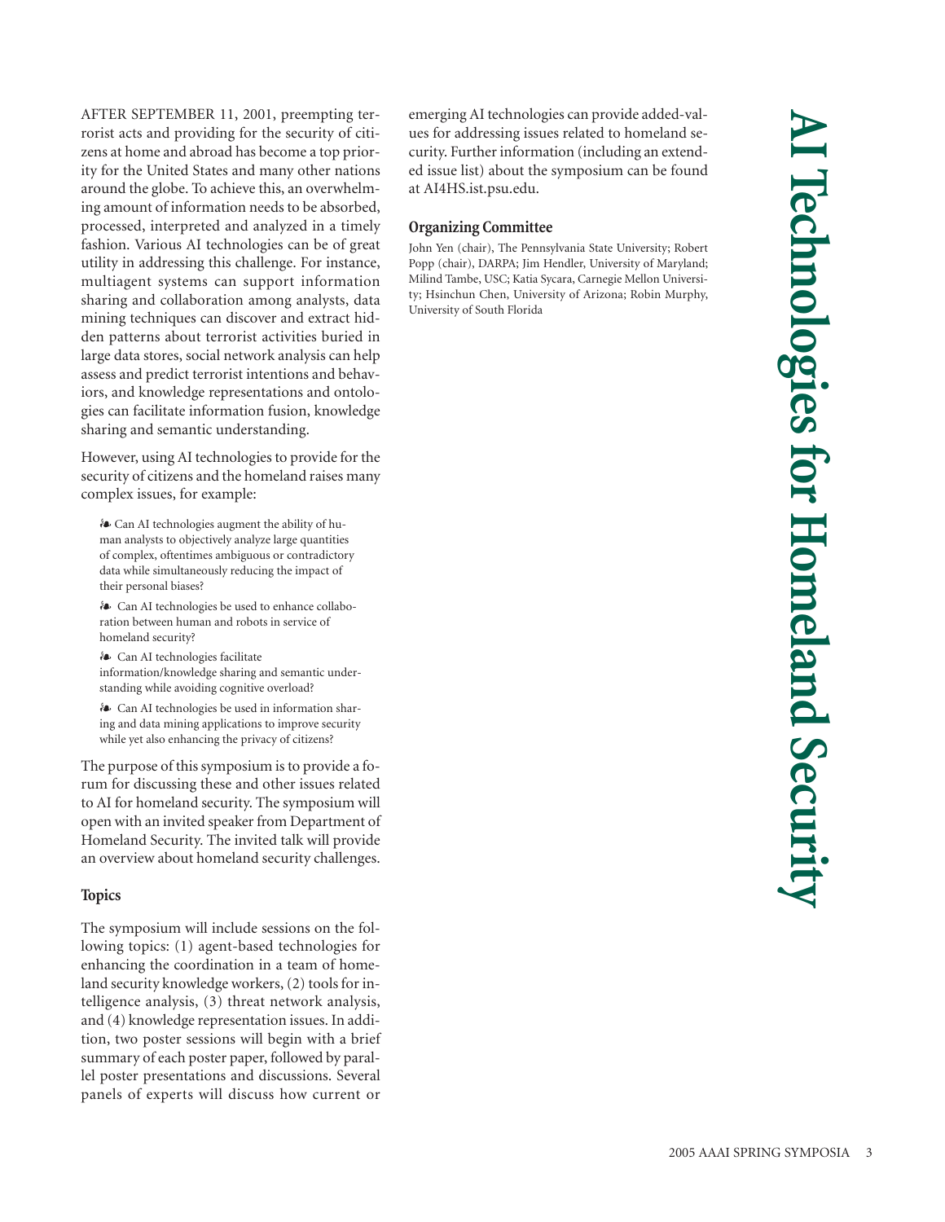# AI Technologies for Homeland Security

AFTER SEPTEMBER 11, 2001, preempting terrorist acts and providing for the security of citizens at home and abroad has become a top priority for the United States and many other nations around the globe. To achieve this, an overwhelming amount of information needs to be absorbed, processed, interpreted and analyzed in a timely fashion. Various AI technologies can be of great utility in addressing this challenge. For instance, multiagent systems can support information sharing and collaboration among analysts, data mining techniques can discover and extract hidden patterns about terrorist activities buried in large data stores, social network analysis can help assess and predict terrorist intentions and behaviors, and knowledge representations and ontologies can facilitate information fusion, knowledge sharing and semantic understanding.

However, using AI technologies to provide for the security of citizens and the homeland raises many complex issues, for example:

- Can AI technologies augment the ability of human analysts to objectively analyze large quantities of complex, oftentimes ambiguous or contradictory data while simultaneously reducing the impact of their personal biases?
- Can AI technologies be used to enhance collaboration between human and robots in service of homeland security?
- Can AI technologies facilitate information/knowledge sharing and semantic understanding while avoiding cognitive overload?
- Can AI technologies be used in information sharing and data mining applications to improve security while yet also enhancing the privacy of citizens?

The purpose of this symposium is to provide a forum for discussing these and other issues related to AI for homeland security. The symposium will open with an invited speaker from Department of Homeland Security. The invited talk will provide an overview about homeland security challenges.

## Topics

The symposium will include sessions on the following topics: (1) agent-based technologies for enhancing the coordination in a team of homeland security knowledge workers, (2) tools for intelligence analysis, (3) threat network analysis, and (4) knowledge representation issues. In addition, two poster sessions will begin with a brief summary of each poster paper, followed by parallel poster presentations and discussions. Several panels of experts will discuss how current or emerging AI technologies can provide added-values for addressing issues related to homeland security. Further information (including an extended issue list) about the symposium can be found at AI4HS.ist.psu.edu.

## Organizing Committee

John Yen (chair), The Pennsylvania State University; Robert Popp (chair), DARPA; Jim Hendler, University of Maryland; Milind Tambe, USC; Katia Sycara, Carnegie Mellon University; Hsinchun Chen, University of Arizona; Robin Murphy, University of South Florida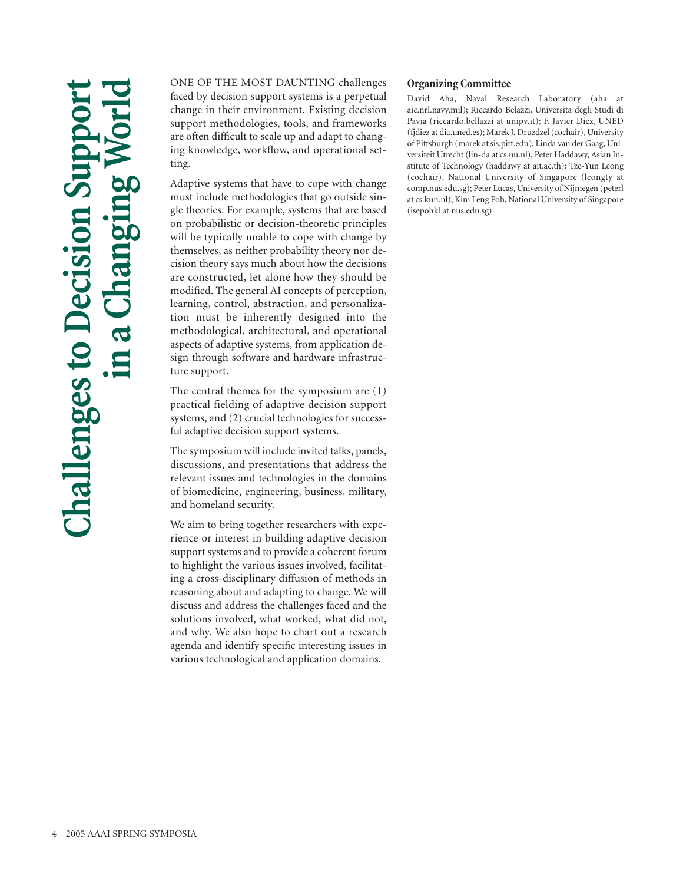# Challenges to Decision Support in a Changing World

ONE OF THE MOST DAUNTING challenges faced by decision support systems is a perpetual change in their environment. Existing decision support methodologies, tools, and frameworks are often difficult to scale up and adapt to changing knowledge, workflow, and operational setting.

Adaptive systems that have to cope with change must include methodologies that go outside single theories. For example, systems that are based on probabilistic or decision-theoretic principles will be typically unable to cope with change by themselves, as neither probability theory nor decision theory says much about how the decisions are constructed, let alone how they should be modified. The general AI concepts of perception, learning, control, abstraction, and personalization must be inherently designed into the methodological, architectural, and operational aspects of adaptive systems, from application design through software and hardware infrastructure support.

The central themes for the symposium are (1) practical fielding of adaptive decision support systems, and (2) crucial technologies for successful adaptive decision support systems.

The symposium will include invited talks, panels, discussions, and presentations that address the relevant issues and technologies in the domains of biomedicine, engineering, business, military, and homeland security.

We aim to bring together researchers with experience or interest in building adaptive decision support systems and to provide a coherent forum to highlight the various issues involved, facilitating a cross-disciplinary diffusion of methods in reasoning about and adapting to change. We will discuss and address the challenges faced and the solutions involved, what worked, what did not, and why. We also hope to chart out a research agenda and identify specific interesting issues in various technological and application domains.

## Organizing Committee

David Aha, Naval Research Laboratory (aha at aic.nrl.navy.mil); Riccardo Belazzi, Universita degli Studi di Pavia (riccardo.bellazzi at unipv.it); F. Javier Diez, UNED (fjdiez at dia.uned.es); Marek J. Druzdzel (cochair), University of Pittsburgh (marek at sis.pitt.edu); Linda van der Gaag, Universiteit Utrecht (lin-da at cs.uu.nl); Peter Haddawy, Asian Institute of Technology (haddawy at ait.ac.th); Tze-Yun Leong (cochair), National University of Singapore (leongty at comp.nus.edu.sg); Peter Lucas, University of Nijmegen (peterl at cs.kun.nl); Kim Leng Poh, National University of Singapore (isepohkl at nus.edu.sg)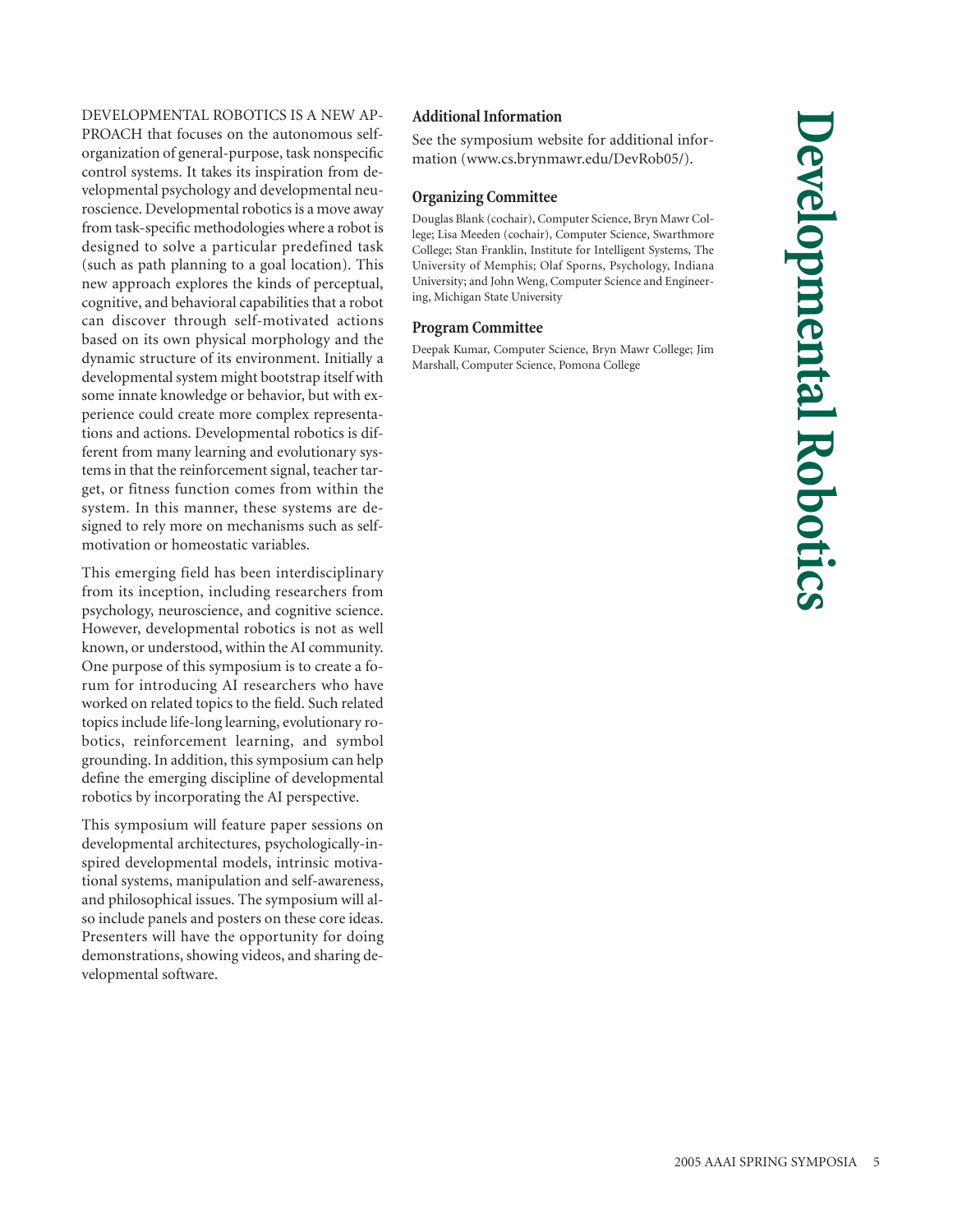# Developmental Robotics

DEVELOPMENTAL ROBOTICS IS A NEW APPROACH that focuses on the autonomous self-organization of general-purpose, task nonspecific control systems. It takes its inspiration from developmental psychology and developmental neuroscience. Developmental robotics is a move away from task-specific methodologies where a robot is designed to solve a particular predefined task (such as path planning to a goal location). This new approach explores the kinds of perceptual, cognitive, and behavioral capabilities that a robot can discover through self-motivated actions based on its own physical morphology and the dynamic structure of its environment. Initially a developmental system might bootstrap itself with some innate knowledge or behavior, but with experience could create more complex representations and actions. Developmental robotics is different from many learning and evolutionary systems in that the reinforcement signal, teacher target, or fitness function comes from within the system. In this manner, these systems are designed to rely more on mechanisms such as self-motivation or homeostatic variables.

This emerging field has been interdisciplinary from its inception, including researchers from psychology, neuroscience, and cognitive science. However, developmental robotics is not as well known, or understood, within the AI community. One purpose of this symposium is to create a forum for introducing AI researchers who have worked on related topics to the field. Such related topics include life-long learning, evolutionary robotics, reinforcement learning, and symbol grounding. In addition, this symposium can help define the emerging discipline of developmental robotics by incorporating the AI perspective.

This symposium will feature paper sessions on developmental architectures, psychologically-inspired developmental models, intrinsic motivational systems, manipulation and self-awareness, and philosophical issues. The symposium will also include panels and posters on these core ideas. Presenters will have the opportunity for doing demonstrations, showing videos, and sharing developmental software.

### Additional Information

See the symposium website for additional information (www.cs.brynmawr.edu/DevRob05/).

### Organizing Committee

Douglas Blank (cochair), Computer Science, Bryn Mawr College; Lisa Meeden (cochair), Computer Science, Swarthmore College; Stan Franklin, Institute for Intelligent Systems, The University of Memphis; Olaf Sporns, Psychology, Indiana University; and John Weng, Computer Science and Engineering, Michigan State University

### Program Committee

Deepak Kumar, Computer Science, Bryn Mawr College; Jim Marshall, Computer Science, Pomona College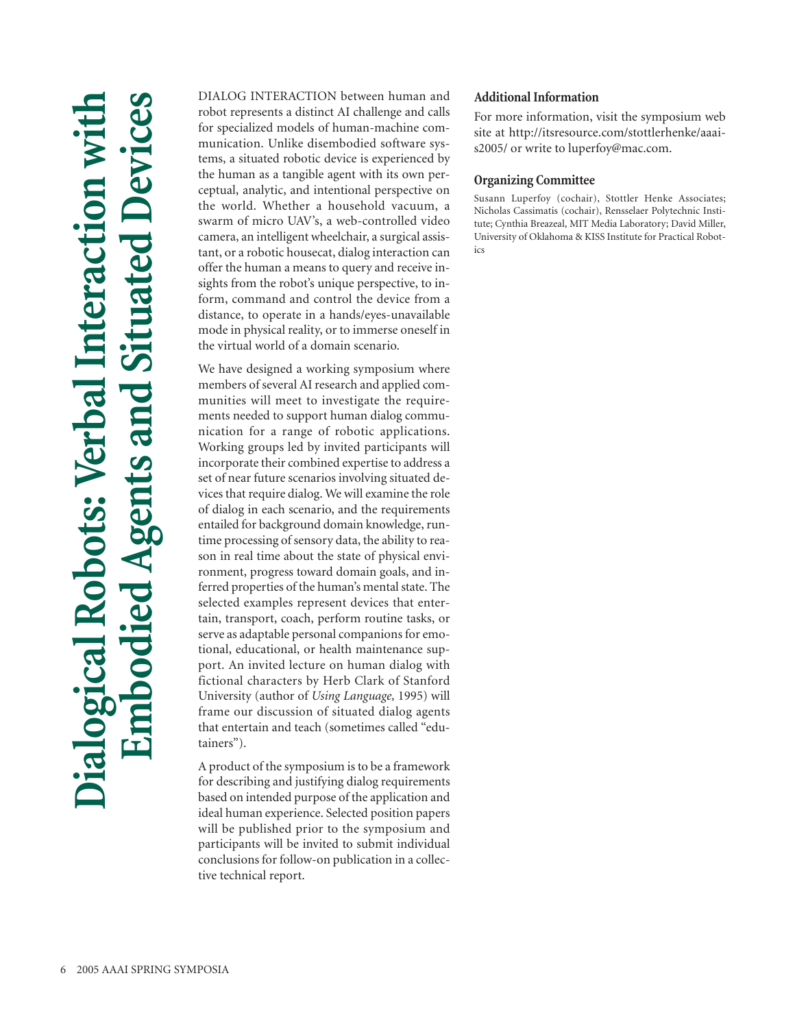# Dialogical Robots: Verbal Interaction with Embodied Agents and Situated Devices

DIALOG INTERACTION between human and robot represents a distinct AI challenge and calls for specialized models of human-machine communication. Unlike disembodied software systems, a situated robotic device is experienced by the human as a tangible agent with its own perceptual, analytic, and intentional perspective on the world. Whether a household vacuum, a swarm of micro UAV's, a web-controlled video camera, an intelligent wheelchair, a surgical assistant, or a robotic housecat, dialog interaction can offer the human a means to query and receive insights from the robot's unique perspective, to inform, command and control the device from a distance, to operate in a hands/eyes-unavailable mode in physical reality, or to immerse oneself in the virtual world of a domain scenario.

We have designed a working symposium where members of several AI research and applied communities will meet to investigate the requirements needed to support human dialog communication for a range of robotic applications. Working groups led by invited participants will incorporate their combined expertise to address a set of near future scenarios involving situated devices that require dialog. We will examine the role of dialog in each scenario, and the requirements entailed for background domain knowledge, runtime processing of sensory data, the ability to reason in real time about the state of physical environment, progress toward domain goals, and inferred properties of the human's mental state. The selected examples represent devices that entertain, transport, coach, perform routine tasks, or serve as adaptable personal companions for emotional, educational, or health maintenance support. An invited lecture on human dialog with fictional characters by Herb Clark of Stanford University (author of *Using Language,* 1995) will frame our discussion of situated dialog agents that entertain and teach (sometimes called "edutainers").

A product of the symposium is to be a framework for describing and justifying dialog requirements based on intended purpose of the application and ideal human experience. Selected position papers will be published prior to the symposium and participants will be invited to submit individual conclusions for follow-on publication in a collective technical report.

## Additional Information

For more information, visit the symposium web site at http://itsresource.com/stottlerhenke/aaai-s2005/ or write to luperfoy@mac.com.

## Organizing Committee

Susann Luperfoy (cochair), Stottler Henke Associates; Nicholas Cassimatis (cochair), Rensselaer Polytechnic Institute; Cynthia Breazeal, MIT Media Laboratory; David Miller, University of Oklahoma & KISS Institute for Practical Robotics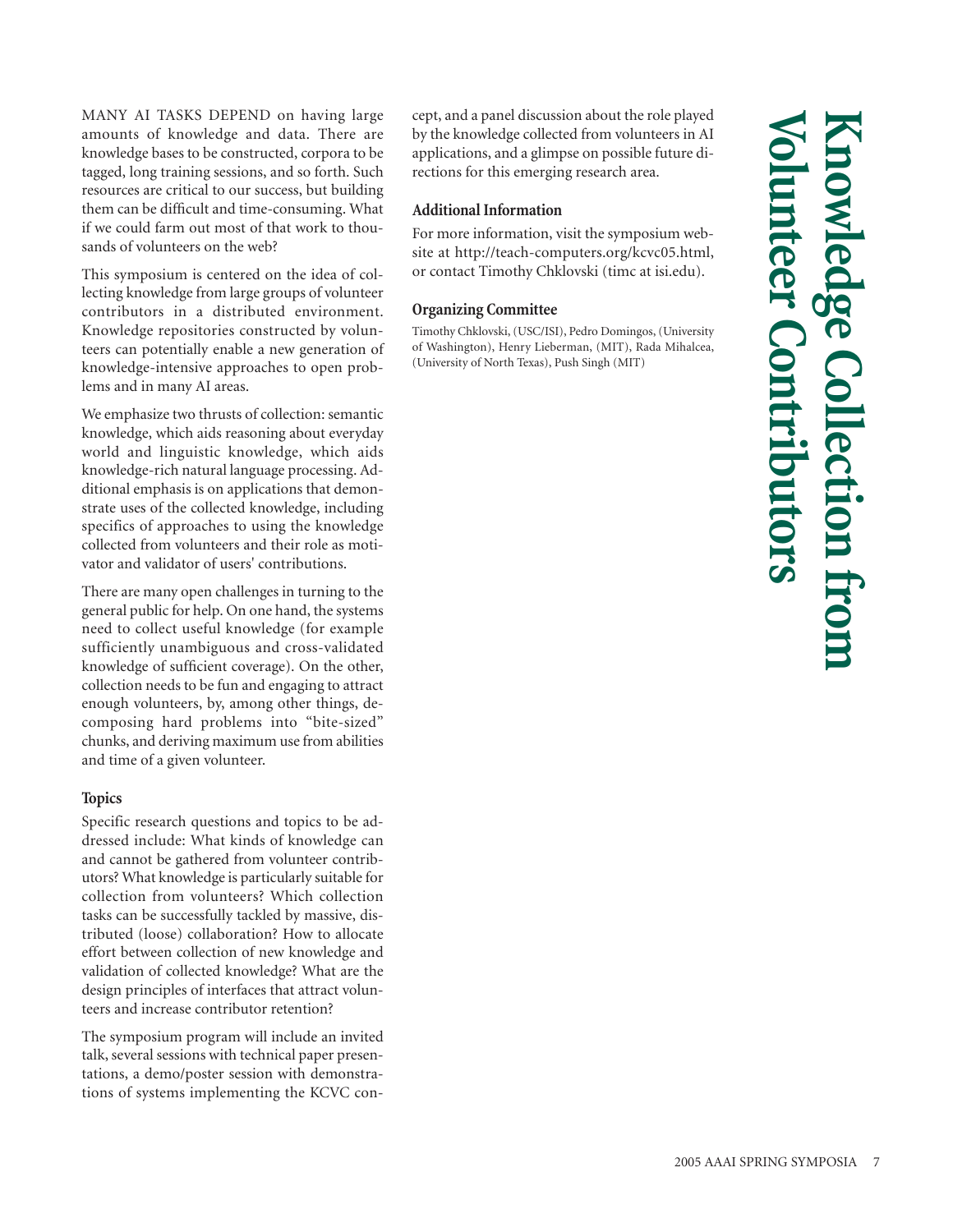# Knowledge Collection from Volunteer Contributors

MANY AI TASKS DEPEND on having large amounts of knowledge and data. There are knowledge bases to be constructed, corpora to be tagged, long training sessions, and so forth. Such resources are critical to our success, but building them can be difficult and time-consuming. What if we could farm out most of that work to thousands of volunteers on the web?

This symposium is centered on the idea of collecting knowledge from large groups of volunteer contributors in a distributed environment. Knowledge repositories constructed by volunteers can potentially enable a new generation of knowledge-intensive approaches to open problems and in many AI areas.

We emphasize two thrusts of collection: semantic knowledge, which aids reasoning about everyday world and linguistic knowledge, which aids knowledge-rich natural language processing. Additional emphasis is on applications that demonstrate uses of the collected knowledge, including specifics of approaches to using the knowledge collected from volunteers and their role as motivator and validator of users' contributions.

There are many open challenges in turning to the general public for help. On one hand, the systems need to collect useful knowledge (for example sufficiently unambiguous and cross-validated knowledge of sufficient coverage). On the other, collection needs to be fun and engaging to attract enough volunteers, by, among other things, decomposing hard problems into "bite-sized" chunks, and deriving maximum use from abilities and time of a given volunteer.

### Topics

Specific research questions and topics to be addressed include: What kinds of knowledge can and cannot be gathered from volunteer contributors? What knowledge is particularly suitable for collection from volunteers? Which collection tasks can be successfully tackled by massive, distributed (loose) collaboration? How to allocate effort between collection of new knowledge and validation of collected knowledge? What are the design principles of interfaces that attract volunteers and increase contributor retention?

The symposium program will include an invited talk, several sessions with technical paper presentations, a demo/poster session with demonstrations of systems implementing the KCVC concept, and a panel discussion about the role played by the knowledge collected from volunteers in AI applications, and a glimpse on possible future directions for this emerging research area.

### Additional Information

For more information, visit the symposium website at http://teach-computers.org/kcvc05.html, or contact Timothy Chklovski (timc at isi.edu).

### Organizing Committee

Timothy Chklovski, (USC/ISI), Pedro Domingos, (University of Washington), Henry Lieberman, (MIT), Rada Mihalcea, (University of North Texas), Push Singh (MIT)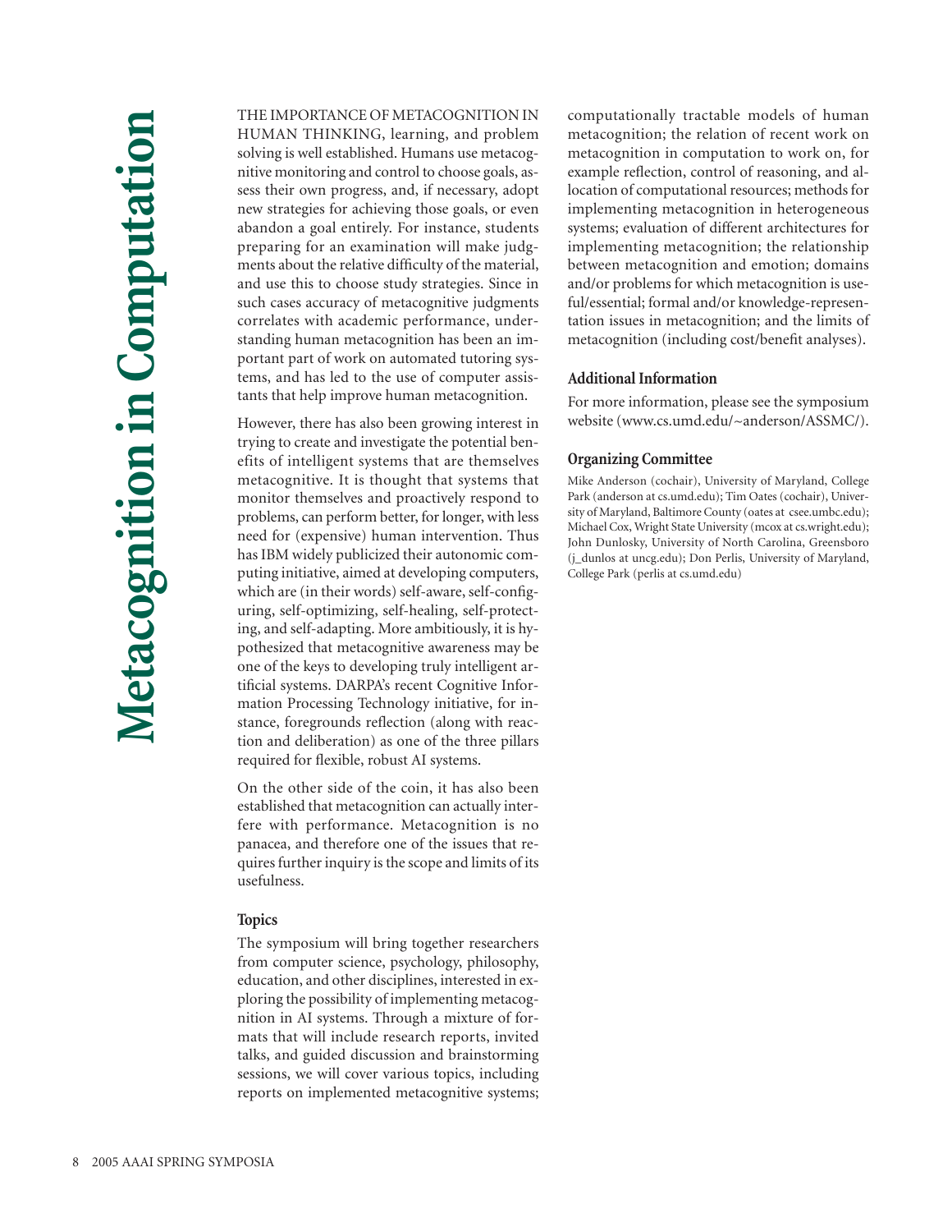# Metacognition in Computation

THE IMPORTANCE OF METACOGNITION IN HUMAN THINKING, learning, and problem solving is well established. Humans use metacognitive monitoring and control to choose goals, assess their own progress, and, if necessary, adopt new strategies for achieving those goals, or even abandon a goal entirely. For instance, students preparing for an examination will make judgments about the relative difficulty of the material, and use this to choose study strategies. Since in such cases accuracy of metacognitive judgments correlates with academic performance, understanding human metacognition has been an important part of work on automated tutoring systems, and has led to the use of computer assistants that help improve human metacognition.

However, there has also been growing interest in trying to create and investigate the potential benefits of intelligent systems that are themselves metacognitive. It is thought that systems that monitor themselves and proactively respond to problems, can perform better, for longer, with less need for (expensive) human intervention. Thus has IBM widely publicized their autonomic computing initiative, aimed at developing computers, which are (in their words) self-aware, self-configuring, self-optimizing, self-healing, self-protecting, and self-adapting. More ambitiously, it is hypothesized that metacognitive awareness may be one of the keys to developing truly intelligent artificial systems. DARPA's recent Cognitive Information Processing Technology initiative, for instance, foregrounds reflection (along with reaction and deliberation) as one of the three pillars required for flexible, robust AI systems.

On the other side of the coin, it has also been established that metacognition can actually interfere with performance. Metacognition is no panacea, and therefore one of the issues that requires further inquiry is the scope and limits of its usefulness.

## Topics

The symposium will bring together researchers from computer science, psychology, philosophy, education, and other disciplines, interested in exploring the possibility of implementing metacognition in AI systems. Through a mixture of formats that will include research reports, invited talks, and guided discussion and brainstorming sessions, we will cover various topics, including reports on implemented metacognitive systems; computationally tractable models of human metacognition; the relation of recent work on metacognition in computation to work on, for example reflection, control of reasoning, and allocation of computational resources; methods for implementing metacognition in heterogeneous systems; evaluation of different architectures for implementing metacognition; the relationship between metacognition and emotion; domains and/or problems for which metacognition is useful/essential; formal and/or knowledge-representation issues in metacognition; and the limits of metacognition (including cost/benefit analyses).

## Additional Information

For more information, please see the symposium website (www.cs.umd.edu/~anderson/ASSMC/).

## Organizing Committee

Mike Anderson (cochair), University of Maryland, College Park (anderson at cs.umd.edu); Tim Oates (cochair), University of Maryland, Baltimore County (oates at csee.umbc.edu); Michael Cox, Wright State University (mcox at cs.wright.edu); John Dunlosky, University of North Carolina, Greensboro (j_dunlos at uncg.edu); Don Perlis, University of Maryland, College Park (perlis at cs.umd.edu)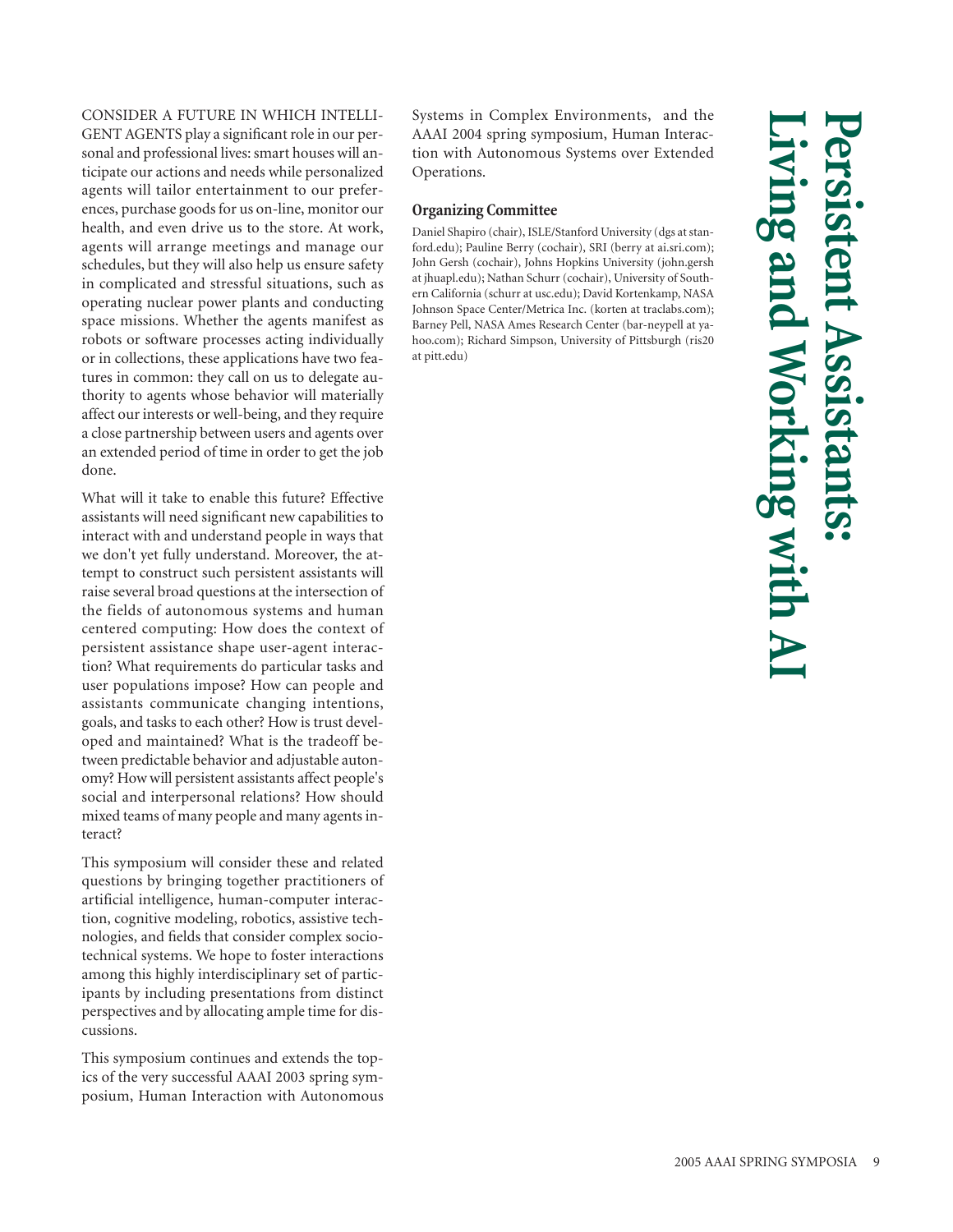# Persistent Assistants: Living and Working with AI

CONSIDER A FUTURE IN WHICH INTELLIGENT AGENTS play a significant role in our personal and professional lives: smart houses will anticipate our actions and needs while personalized agents will tailor entertainment to our preferences, purchase goods for us on-line, monitor our health, and even drive us to the store. At work, agents will arrange meetings and manage our schedules, but they will also help us ensure safety in complicated and stressful situations, such as operating nuclear power plants and conducting space missions. Whether the agents manifest as robots or software processes acting individually or in collections, these applications have two features in common: they call on us to delegate authority to agents whose behavior will materially affect our interests or well-being, and they require a close partnership between users and agents over an extended period of time in order to get the job done.

What will it take to enable this future? Effective assistants will need significant new capabilities to interact with and understand people in ways that we don't yet fully understand. Moreover, the attempt to construct such persistent assistants will raise several broad questions at the intersection of the fields of autonomous systems and human centered computing: How does the context of persistent assistance shape user-agent interaction? What requirements do particular tasks and user populations impose? How can people and assistants communicate changing intentions, goals, and tasks to each other? How is trust developed and maintained? What is the tradeoff between predictable behavior and adjustable autonomy? How will persistent assistants affect people's social and interpersonal relations? How should mixed teams of many people and many agents interact?

This symposium will consider these and related questions by bringing together practitioners of artificial intelligence, human-computer interaction, cognitive modeling, robotics, assistive technologies, and fields that consider complex sociotechnical systems. We hope to foster interactions among this highly interdisciplinary set of participants by including presentations from distinct perspectives and by allocating ample time for discussions.

This symposium continues and extends the topics of the very successful AAAI 2003 spring symposium, Human Interaction with Autonomous Systems in Complex Environments, and the AAAI 2004 spring symposium, Human Interaction with Autonomous Systems over Extended Operations.

### Organizing Committee

Daniel Shapiro (chair), ISLE/Stanford University (dgs at stanford.edu); Pauline Berry (cochair), SRI (berry at ai.sri.com); John Gersh (cochair), Johns Hopkins University (john.gersh at jhuapl.edu); Nathan Schurr (cochair), University of Southern California (schurr at usc.edu); David Kortenkamp, NASA Johnson Space Center/Metrica Inc. (korten at traclabs.com); Barney Pell, NASA Ames Research Center (bar-neypell at yahoo.com); Richard Simpson, University of Pittsburgh (ris20 at pitt.edu)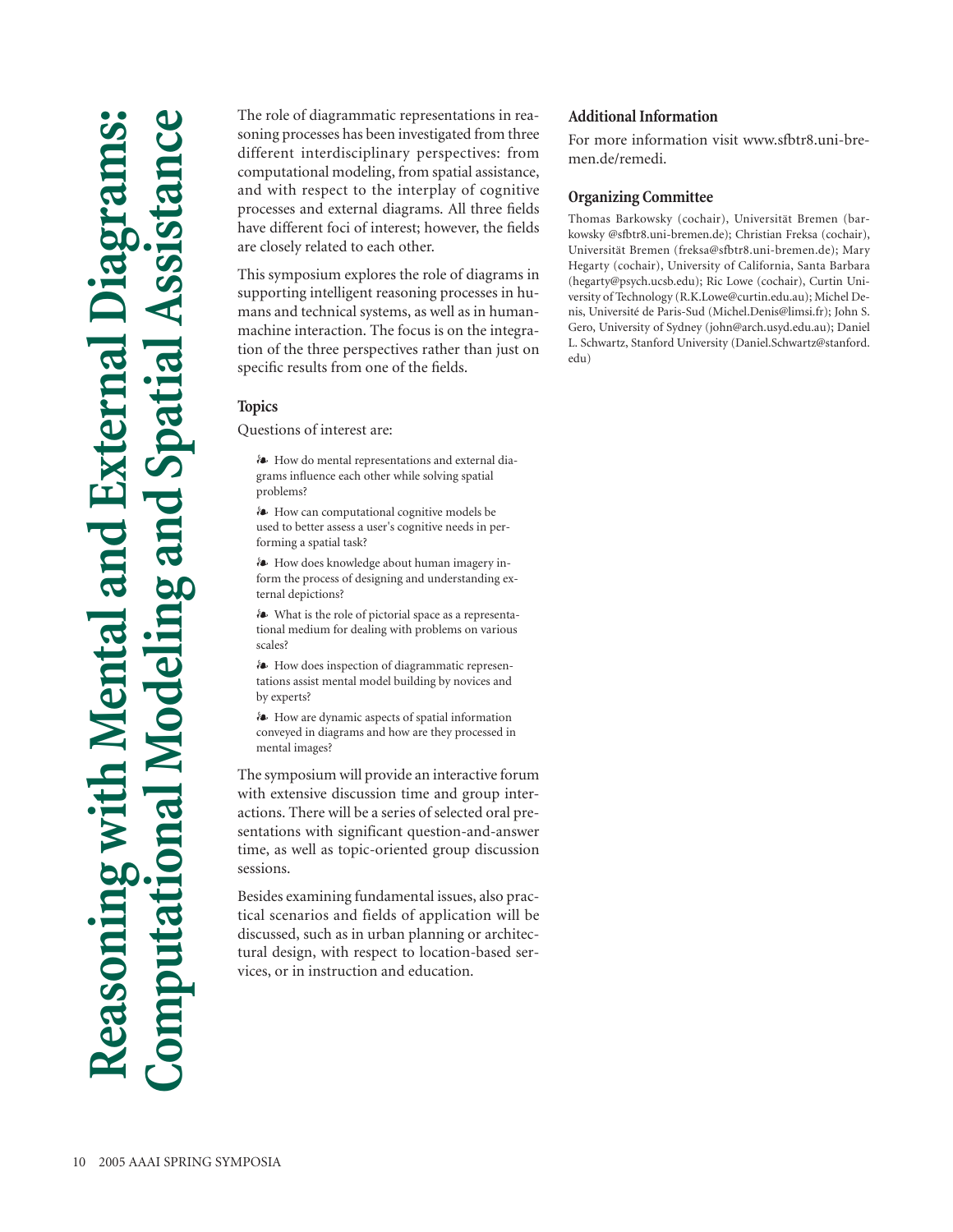# Reasoning with Mental and External Diagrams: Computational Modeling and Spatial Assistance

The role of diagrammatic representations in reasoning processes has been investigated from three different interdisciplinary perspectives: from computational modeling, from spatial assistance, and with respect to the interplay of cognitive processes and external diagrams. All three fields have different foci of interest; however, the fields are closely related to each other.

This symposium explores the role of diagrams in supporting intelligent reasoning processes in humans and technical systems, as well as in human-machine interaction. The focus is on the integration of the three perspectives rather than just on specific results from one of the fields.

## Topics

Questions of interest are:

- How do mental representations and external diagrams influence each other while solving spatial problems?
- How can computational cognitive models be used to better assess a user's cognitive needs in performing a spatial task?
- How does knowledge about human imagery inform the process of designing and understanding external depictions?
- What is the role of pictorial space as a representational medium for dealing with problems on various scales?
- How does inspection of diagrammatic representations assist mental model building by novices and by experts?
- How are dynamic aspects of spatial information conveyed in diagrams and how are they processed in mental images?

The symposium will provide an interactive forum with extensive discussion time and group interactions. There will be a series of selected oral presentations with significant question-and-answer time, as well as topic-oriented group discussion sessions.

Besides examining fundamental issues, also practical scenarios and fields of application will be discussed, such as in urban planning or architectural design, with respect to location-based services, or in instruction and education.

## Additional Information

For more information visit www.sfbtr8.uni-bremen.de/remedi.

## Organizing Committee

Thomas Barkowsky (cochair), Universität Bremen (barkowsky @sfbtr8.uni-bremen.de); Christian Freksa (cochair), Universität Bremen (freksa@sfbtr8.uni-bremen.de); Mary Hegarty (cochair), University of California, Santa Barbara (hegarty@psych.ucsb.edu); Ric Lowe (cochair), Curtin University of Technology (R.K.Lowe@curtin.edu.au); Michel Denis, Université de Paris-Sud (Michel.Denis@limsi.fr); John S. Gero, University of Sydney (john@arch.usyd.edu.au); Daniel L. Schwartz, Stanford University (Daniel.Schwartz@stanford.edu)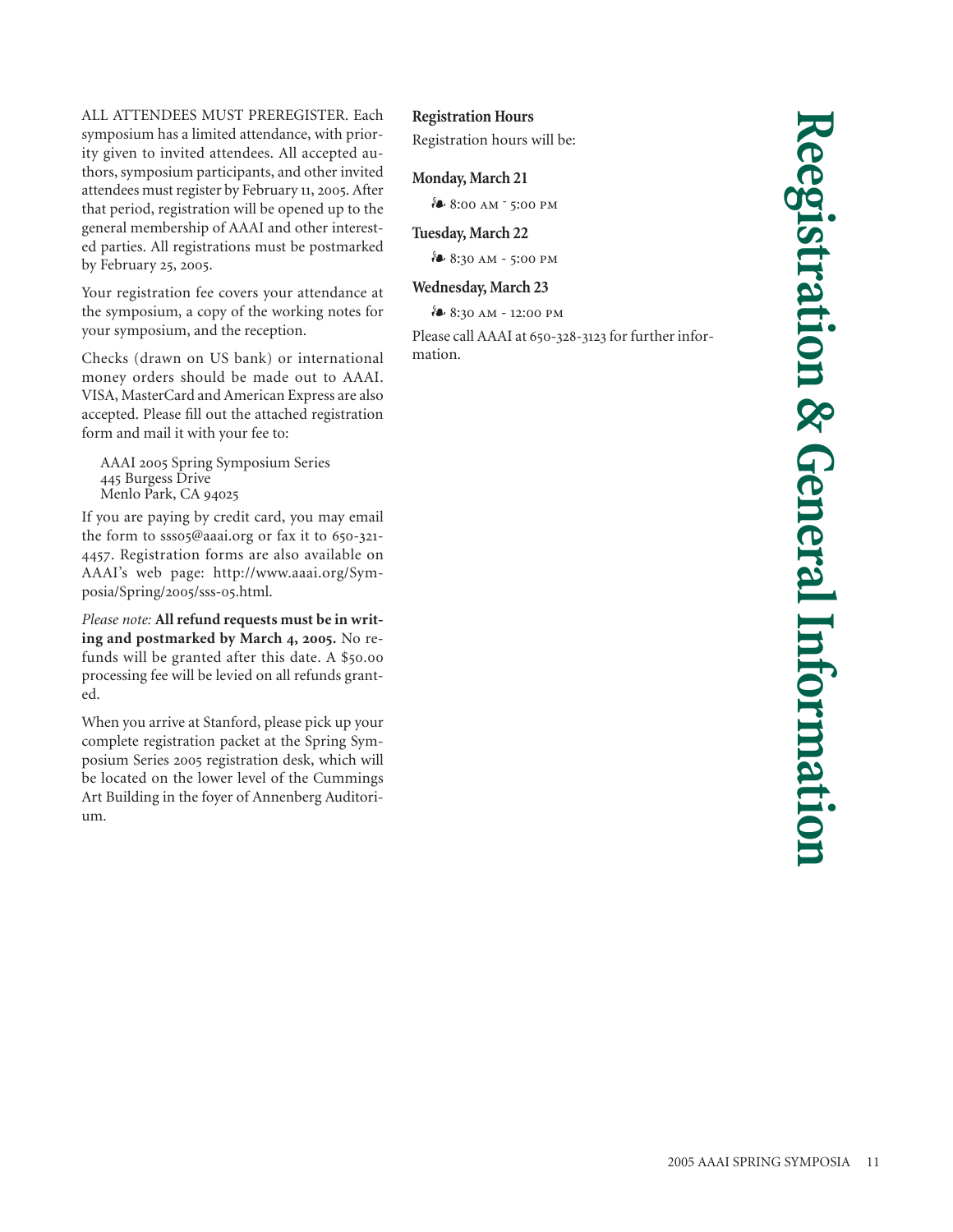# Registration & General Information

ALL ATTENDEES MUST PREREGISTER. Each symposium has a limited attendance, with priority given to invited attendees. All accepted authors, symposium participants, and other invited attendees must register by February 11, 2005. After that period, registration will be opened up to the general membership of AAAI and other interested parties. All registrations must be postmarked by February 25, 2005.

Your registration fee covers your attendance at the symposium, a copy of the working notes for your symposium, and the reception.

Checks (drawn on US bank) or international money orders should be made out to AAAI. VISA, MasterCard and American Express are also accepted. Please fill out the attached registration form and mail it with your fee to:

AAAI 2005 Spring Symposium Series
445 Burgess Drive
Menlo Park, CA 94025

If you are paying by credit card, you may email the form to sss05@aaai.org or fax it to 650-321-4457. Registration forms are also available on AAAI's web page: http://www.aaai.org/Symposia/Spring/2005/sss-05.html.

*Please note:* **All refund requests must be in writing and postmarked by March 4, 2005.** No refunds will be granted after this date. A $50.00 processing fee will be levied on all refunds granted.

When you arrive at Stanford, please pick up your complete registration packet at the Spring Symposium Series 2005 registration desk, which will be located on the lower level of the Cummings Art Building in the foyer of Annenberg Auditorium.

**Registration Hours**

Registration hours will be:

**Monday, March 21**

- 8:00 AM - 5:00 PM

**Tuesday, March 22**

- 8:30 AM - 5:00 PM

**Wednesday, March 23**

- 8:30 AM - 12:00 PM

Please call AAAI at 650-328-3123 for further information.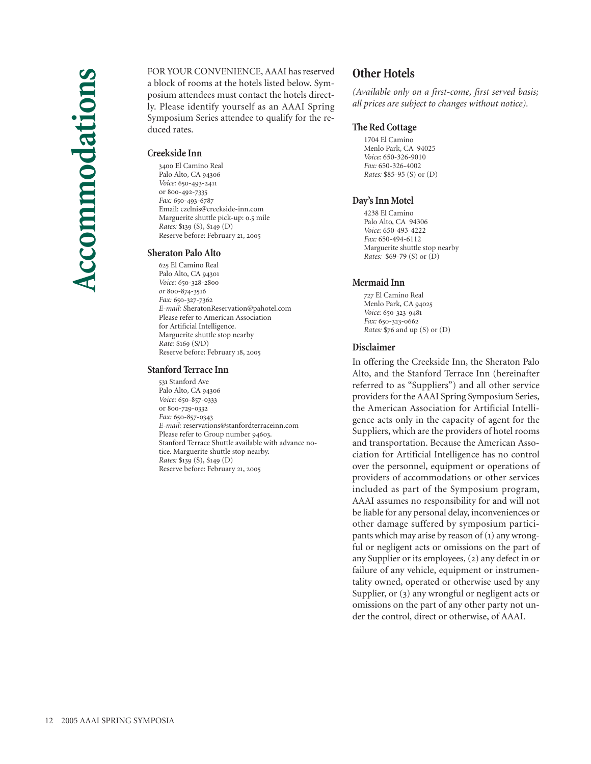# Accommodations

FOR YOUR CONVENIENCE, AAAI has reserved a block of rooms at the hotels listed below. Symposium attendees must contact the hotels directly. Please identify yourself as an AAAI Spring Symposium Series attendee to qualify for the reduced rates.

### Creekside Inn

3400 El Camino Real
Palo Alto, CA 94306
*Voice:* 650-493-2411
or 800-492-7335
*Fax:* 650-493-6787
Email: czelnis@creekside-inn.com
Marguerite shuttle pick-up: 0.5 mile
*Rates:* $139 (S), $149 (D)
Reserve before: February 21, 2005

### Sheraton Palo Alto

625 El Camino Real
Palo Alto, CA 94301
*Voice:* 650-328-2800
*or* 800-874-3516
*Fax:* 650-327-7362
*E-mail:* SheratonReservation@pahotel.com
Please refer to American Association for Artificial Intelligence.
Marguerite shuttle stop nearby
*Rate:* $169 (S/D)
Reserve before: February 18, 2005

### Stanford Terrace Inn

531 Stanford Ave
Palo Alto, CA 94306
*Voice:* 650-857-0333
or 800-729-0332
*Fax:* 650-857-0343
*E-mail:* reservations@stanfordterraceinn.com
Please refer to Group number 94603.
Stanford Terrace Shuttle available with advance notice. Marguerite shuttle stop nearby.
*Rates:* $139 (S), $149 (D)
Reserve before: February 21, 2005

## Other Hotels

*(Available only on a first-come, first served basis; all prices are subject to changes without notice).*

### The Red Cottage

1704 El Camino
Menlo Park, CA 94025
*Voice:* 650-326-9010
*Fax:* 650-326-4002
*Rates:* $85-95 (S) or (D)

### Day's Inn Motel

4238 El Camino
Palo Alto, CA 94306
*Voice:* 650-493-4222
*Fax:* 650-494-6112
Marguerite shuttle stop nearby
*Rates:* $69-79 (S) or (D)

### Mermaid Inn

727 El Camino Real
Menlo Park, CA 94025
*Voice:* 650-323-9481
*Fax:* 650-323-0662
*Rates:* $76 and up (S) or (D)

### Disclaimer

In offering the Creekside Inn, the Sheraton Palo Alto, and the Stanford Terrace Inn (hereinafter referred to as "Suppliers") and all other service providers for the AAAI Spring Symposium Series, the American Association for Artificial Intelligence acts only in the capacity of agent for the Suppliers, which are the providers of hotel rooms and transportation. Because the American Association for Artificial Intelligence has no control over the personnel, equipment or operations of providers of accommodations or other services included as part of the Symposium program, AAAI assumes no responsibility for and will not be liable for any personal delay, inconveniences or other damage suffered by symposium participants which may arise by reason of (1) any wrongful or negligent acts or omissions on the part of any Supplier or its employees, (2) any defect in or failure of any vehicle, equipment or instrumentality owned, operated or otherwise used by any Supplier, or (3) any wrongful or negligent acts or omissions on the part of any other party not under the control, direct or otherwise, of AAAI.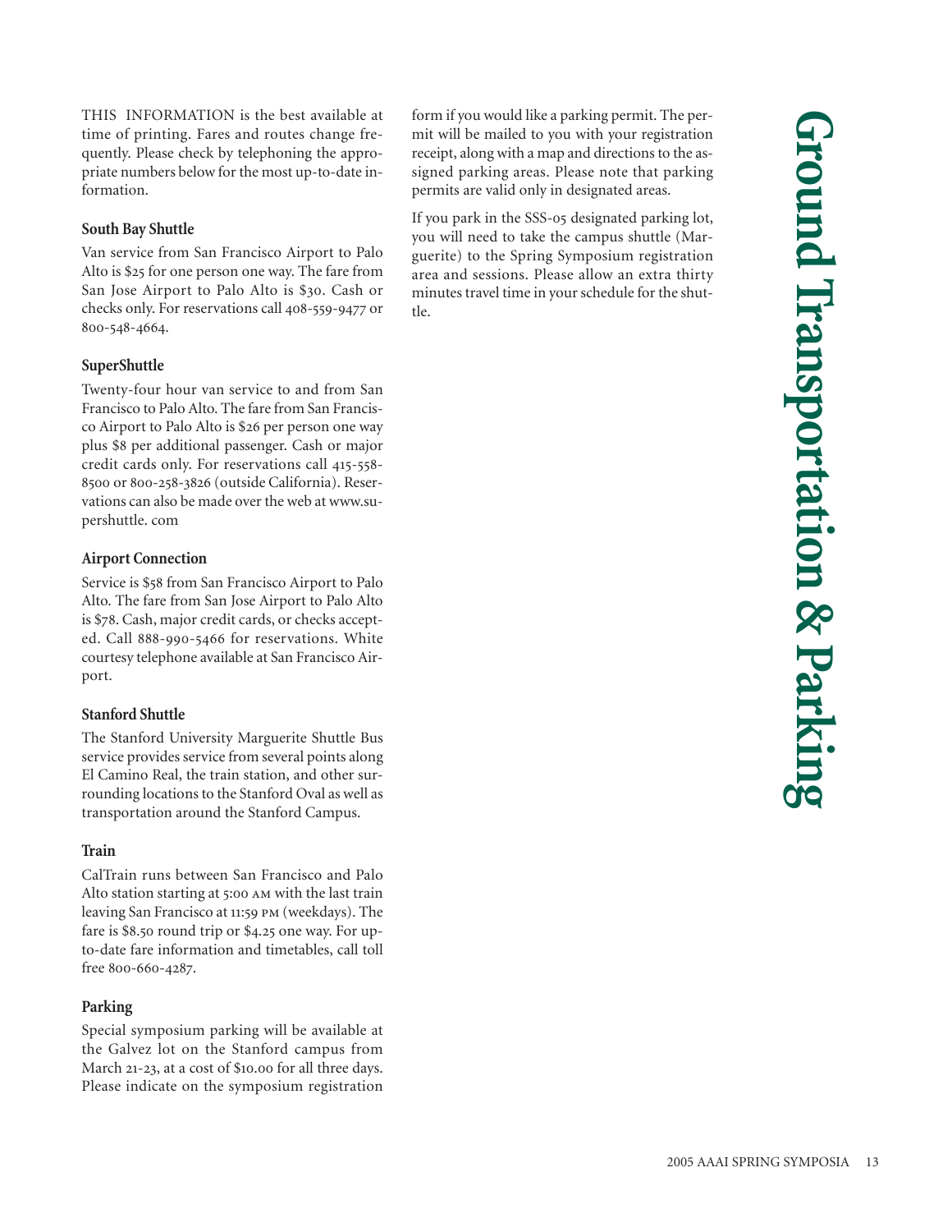# Ground Transportation & Parking

THIS INFORMATION is the best available at time of printing. Fares and routes change frequently. Please check by telephoning the appropriate numbers below for the most up-to-date information.

### South Bay Shuttle

Van service from San Francisco Airport to Palo Alto is $25 for one person one way. The fare from San Jose Airport to Palo Alto is $30. Cash or checks only. For reservations call 408-559-9477 or 800-548-4664.

### SuperShuttle

Twenty-four hour van service to and from San Francisco to Palo Alto. The fare from San Francisco Airport to Palo Alto is $26 per person one way plus $8 per additional passenger. Cash or major credit cards only. For reservations call 415-558-8500 or 800-258-3826 (outside California). Reservations can also be made over the web at www.supershuttle. com

### Airport Connection

Service is $58 from San Francisco Airport to Palo Alto. The fare from San Jose Airport to Palo Alto is $78. Cash, major credit cards, or checks accepted. Call 888-990-5466 for reservations. White courtesy telephone available at San Francisco Airport.

### Stanford Shuttle

The Stanford University Marguerite Shuttle Bus service provides service from several points along El Camino Real, the train station, and other surrounding locations to the Stanford Oval as well as transportation around the Stanford Campus.

### Train

CalTrain runs between San Francisco and Palo Alto station starting at 5:00 AM with the last train leaving San Francisco at 11:59 PM (weekdays). The fare is $8.50 round trip or $4.25 one way. For up-to-date fare information and timetables, call toll free 800-660-4287.

### Parking

Special symposium parking will be available at the Galvez lot on the Stanford campus from March 21-23, at a cost of $10.00 for all three days. Please indicate on the symposium registration form if you would like a parking permit. The permit will be mailed to you with your registration receipt, along with a map and directions to the assigned parking areas. Please note that parking permits are valid only in designated areas.

If you park in the SSS-05 designated parking lot, you will need to take the campus shuttle (Marguerite) to the Spring Symposium registration area and sessions. Please allow an extra thirty minutes travel time in your schedule for the shuttle.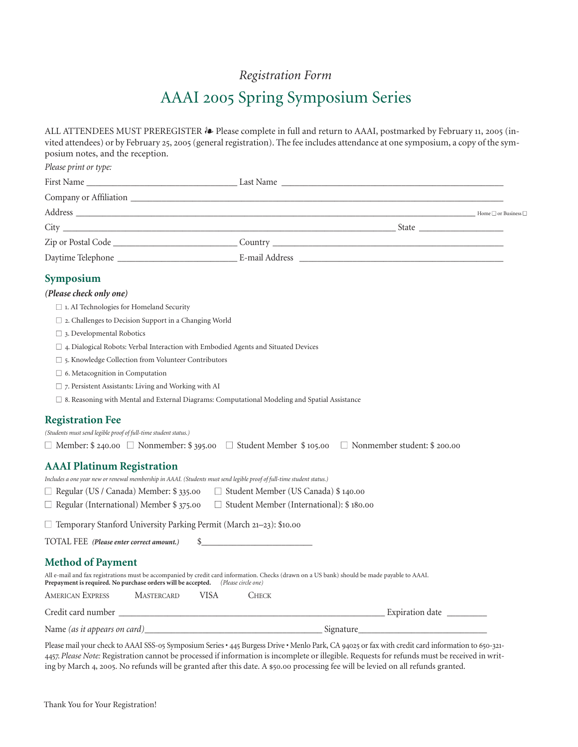*Registration Form*

# AAAI 2005 Spring Symposium Series

ALL ATTENDEES MUST PREREGISTER ❧ Please complete in full and return to AAAI, postmarked by February 11, 2005 (invited attendees) or by February 25, 2005 (general registration). The fee includes attendance at one symposium, a copy of the symposium notes, and the reception.

*Please print or type:*

First Name ______________________________ Last Name ______________________________________________

Company or Affiliation ________________________________________________________________________

Address ____________________________________________________________________ Home ☐ or Business ☐

City ___________________________________________________________________ State _________________

Zip or Postal Code _________________________ Country __________________________________________

Daytime Telephone _________________________ E-mail Address _____________________________________

## Symposium

***(Please check only one)***

- ☐ 1. AI Technologies for Homeland Security
- ☐ 2. Challenges to Decision Support in a Changing World
- ☐ 3. Developmental Robotics
- ☐ 4. Dialogical Robots: Verbal Interaction with Embodied Agents and Situated Devices
- ☐ 5. Knowledge Collection from Volunteer Contributors
- ☐ 6. Metacognition in Computation
- ☐ 7. Persistent Assistants: Living and Working with AI
- ☐ 8. Reasoning with Mental and External Diagrams: Computational Modeling and Spatial Assistance

## Registration Fee

*(Students must send legible proof of full-time student status.)*

☐ Member: $ 240.00 ☐ Nonmember: $ 395.00 ☐ Student Member $ 105.00 ☐ Nonmember student: $ 200.00

## AAAI Platinum Registration

*Includes a one year new or renewal membership in AAAI. (Students must send legible proof of full-time student status.)*

☐ Regular (US / Canada) Member: $ 335.00 ☐ Student Member (US Canada) $ 140.00

☐ Regular (International) Member $ 375.00 ☐ Student Member (International): $ 180.00

☐ Temporary Stanford University Parking Permit (March 21–23): $10.00

TOTAL FEE ***(Please enter correct amount.)*** $________________________

## Method of Payment

All e-mail and fax registrations must be accompanied by credit card information. Checks (drawn on a US bank) should be made payable to AAAI.
**Prepayment is required. No purchase orders will be accepted.** *(Please circle one)*

AMERICAN EXPRESS MASTERCARD VISA CHECK

Credit card number ___________________________________________________ Expiration date _________

Name *(as it appears on card)*________________________________________ Signature___________________________

Please mail your check to AAAI SSS-05 Symposium Series • 445 Burgess Drive • Menlo Park, CA 94025 or fax with credit card information to 650-321-4457. *Please Note:* Registration cannot be processed if information is incomplete or illegible. Requests for refunds must be received in writing by March 4, 2005. No refunds will be granted after this date. A $50.00 processing fee will be levied on all refunds granted.

Thank You for Your Registration!